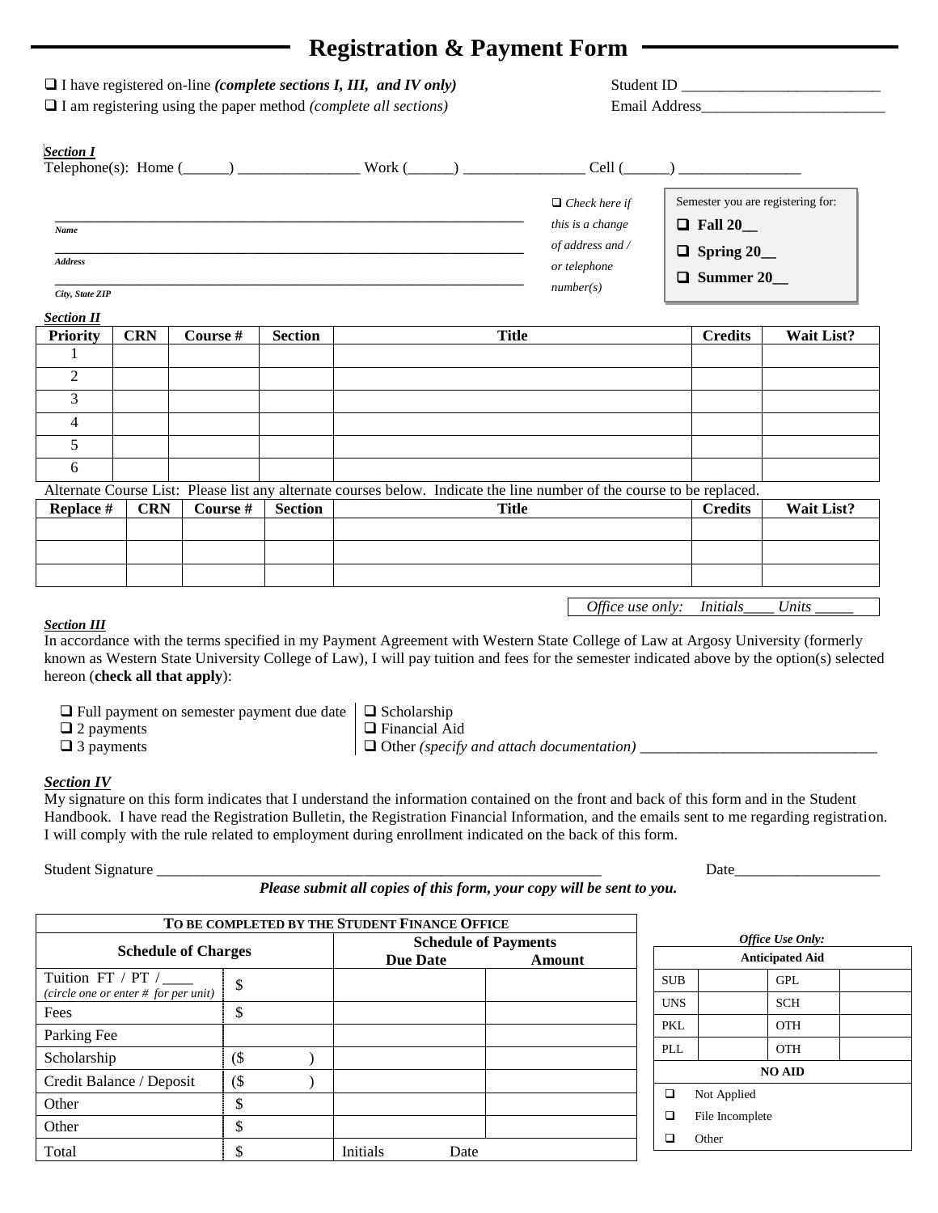# Registration & Payment Form

❑ I have registered on-line *(complete sections I, III, and IV only)*
❑ I am registering using the paper method *(complete all sections)*

Student ID ___________________________
Email Address_________________________

***Section I***

Telephone(s): Home (______) ________________ Work (______) ________________ Cell (______) ________________

_______________________________________________
*Name*

_______________________________________________
*Address*

_______________________________________________
*City, State ZIP*

❑ *Check here if this is a change of address and / or telephone number(s)*

Semester you are registering for:

❑ **Fall 20__**

❑ **Spring 20__**

❑ **Summer 20__**

***Section II***

| Priority | CRN | Course # | Section | Title | Credits | Wait List? |
|---|---|---|---|---|---|---|
| 1 | | | | | | |
| 2 | | | | | | |
| 3 | | | | | | |
| 4 | | | | | | |
| 5 | | | | | | |
| 6 | | | | | | |

Alternate Course List: Please list any alternate courses below. Indicate the line number of the course to be replaced.

| Replace # | CRN | Course # | Section | Title | Credits | Wait List? |
|---|---|---|---|---|---|---|
| | | | | | | |
| | | | | | | |
| | | | | | | |

*Office use only: Initials____ Units _____*

***Section III***

In accordance with the terms specified in my Payment Agreement with Western State College of Law at Argosy University (formerly known as Western State University College of Law), I will pay tuition and fees for the semester indicated above by the option(s) selected hereon (**check all that apply**):

❑ Full payment on semester payment due date
❑ 2 payments
❑ 3 payments

❑ Scholarship
❑ Financial Aid
❑ Other *(specify and attach documentation)* _______________________________

***Section IV***

My signature on this form indicates that I understand the information contained on the front and back of this form and in the Student Handbook. I have read the Registration Bulletin, the Registration Financial Information, and the emails sent to me regarding registration. I will comply with the rule related to employment during enrollment indicated on the back of this form.

Student Signature ________________________________________________________ Date___________________

***Please submit all copies of this form, your copy will be sent to you.***

| **TO BE COMPLETED BY THE STUDENT FINANCE OFFICE** | | | |
|---|---|---|---|
| **Schedule of Charges** | | **Schedule of Payments** | |
| | | **Due Date** | **Amount** |
| Tuition FT / PT / ____ *(circle one or enter # for per unit)* | $ | | |
| Fees | $ | | |
| Parking Fee | | | |
| Scholarship | ($ ) | | |
| Credit Balance / Deposit | ($ ) | | |
| Other | $ | | |
| Other | $ | | |
| Total | $ | Initials Date | |

*Office Use Only:*

| **Anticipated Aid** | | | |
|---|---|---|---|
| SUB | | GPL | |
| UNS | | SCH | |
| PKL | | OTH | |
| PLL | | OTH | |

**NO AID**

❑ Not Applied
❑ File Incomplete
❑ Other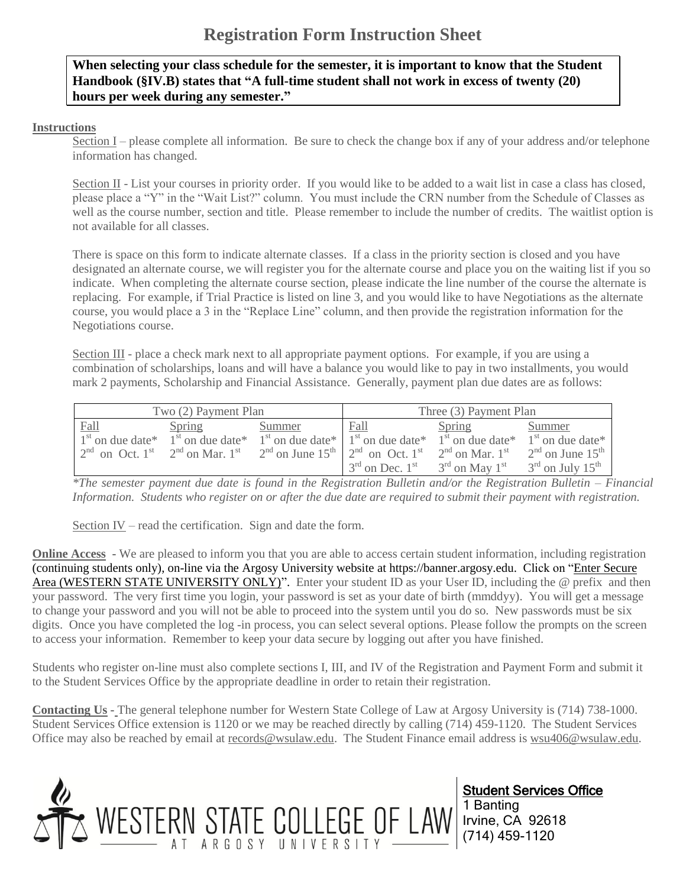# Registration Form Instruction Sheet

**When selecting your class schedule for the semester, it is important to know that the Student Handbook (§IV.B) states that "A full-time student shall not work in excess of twenty (20) hours per week during any semester."**

**Instructions**

Section I – please complete all information. Be sure to check the change box if any of your address and/or telephone information has changed.

Section II - List your courses in priority order. If you would like to be added to a wait list in case a class has closed, please place a "Y" in the "Wait List?" column. You must include the CRN number from the Schedule of Classes as well as the course number, section and title. Please remember to include the number of credits. The waitlist option is not available for all classes.

There is space on this form to indicate alternate classes. If a class in the priority section is closed and you have designated an alternate course, we will register you for the alternate course and place you on the waiting list if you so indicate. When completing the alternate course section, please indicate the line number of the course the alternate is replacing. For example, if Trial Practice is listed on line 3, and you would like to have Negotiations as the alternate course, you would place a 3 in the "Replace Line" column, and then provide the registration information for the Negotiations course.

Section III - place a check mark next to all appropriate payment options. For example, if you are using a combination of scholarships, loans and will have a balance you would like to pay in two installments, you would mark 2 payments, Scholarship and Financial Assistance. Generally, payment plan due dates are as follows:

| Two (2) Payment Plan | | | Three (3) Payment Plan | | |
|---|---|---|---|---|---|
| Fall | Spring | Summer | Fall | Spring | Summer |
| 1st on due date* | 1st on due date* | 1st on due date* | 1st on due date* | 1st on due date* | 1st on due date* |
| 2nd on Oct. 1st | 2nd on Mar. 1st | 2nd on June 15th | 2nd on Oct. 1st | 2nd on Mar. 1st | 2nd on June 15th |
| | | | 3rd on Dec. 1st | 3rd on May 1st | 3rd on July 15th |

*\*The semester payment due date is found in the Registration Bulletin and/or the Registration Bulletin – Financial Information. Students who register on or after the due date are required to submit their payment with registration.*

Section IV – read the certification. Sign and date the form.

**Online Access** - We are pleased to inform you that you are able to access certain student information, including registration (continuing students only), on-line via the Argosy University website at https://banner.argosy.edu. Click on "Enter Secure Area (WESTERN STATE UNIVERSITY ONLY)". Enter your student ID as your User ID, including the @ prefix and then your password. The very first time you login, your password is set as your date of birth (mmddyy). You will get a message to change your password and you will not be able to proceed into the system until you do so. New passwords must be six digits. Once you have completed the log -in process, you can select several options. Please follow the prompts on the screen to access your information. Remember to keep your data secure by logging out after you have finished.

Students who register on-line must also complete sections I, III, and IV of the Registration and Payment Form and submit it to the Student Services Office by the appropriate deadline in order to retain their registration.

**Contacting Us** - The general telephone number for Western State College of Law at Argosy University is (714) 738-1000. Student Services Office extension is 1120 or we may be reached directly by calling (714) 459-1120. The Student Services Office may also be reached by email at records@wsulaw.edu. The Student Finance email address is wsu406@wsulaw.edu.

WESTERN STATE COLLEGE OF LAW AT ARGOSY UNIVERSITY

Student Services Office
1 Banting
Irvine, CA 92618
(714) 459-1120